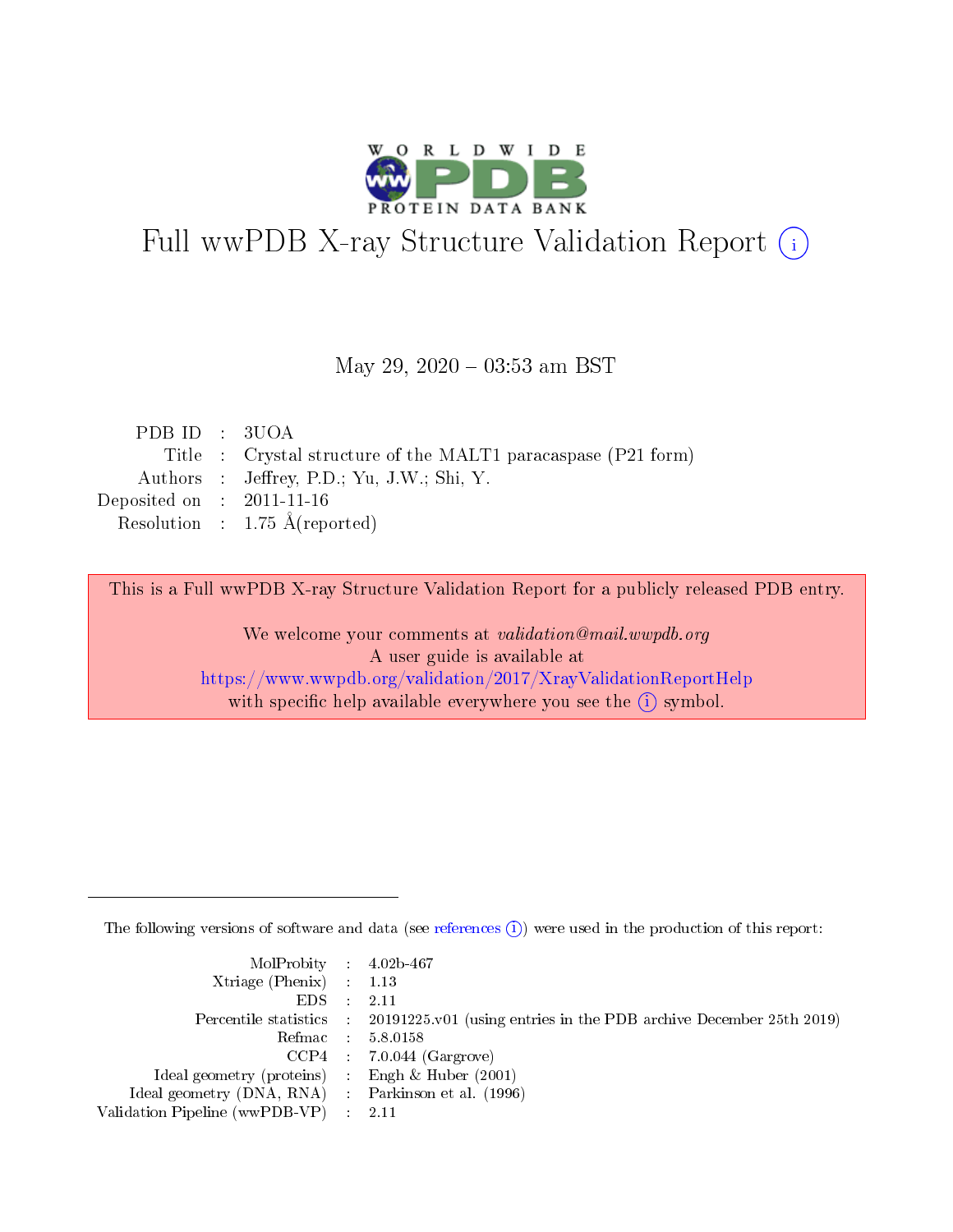# Full wwPDB X-ray Structure Validation Report (i)

May 29, 2020 – 03:53 am BST

| | | |
|---|---|---|
| PDB ID | : | 3UOA |
| Title | : | Crystal structure of the MALT1 paracaspase (P21 form) |
| Authors | : | Jeffrey, P.D.; Yu, J.W.; Shi, Y. |
| Deposited on | : | 2011-11-16 |
| Resolution | : | 1.75 Å(reported) |

This is a Full wwPDB X-ray Structure Validation Report for a publicly released PDB entry.

We welcome your comments at *validation@mail.wwpdb.org*
A user guide is available at
https://www.wwpdb.org/validation/2017/XrayValidationReportHelp
with specific help available everywhere you see the (i) symbol.

The following versions of software and data (see references (i)) were used in the production of this report:

| | | |
|---|---|---|
| MolProbity | : | 4.02b-467 |
| Xtriage (Phenix) | : | 1.13 |
| EDS | : | 2.11 |
| Percentile statistics | : | 20191225.v01 (using entries in the PDB archive December 25th 2019) |
| Refmac | : | 5.8.0158 |
| CCP4 | : | 7.0.044 (Gargrove) |
| Ideal geometry (proteins) | : | Engh & Huber (2001) |
| Ideal geometry (DNA, RNA) | : | Parkinson et al. (1996) |
| Validation Pipeline (wwPDB-VP) | : | 2.11 |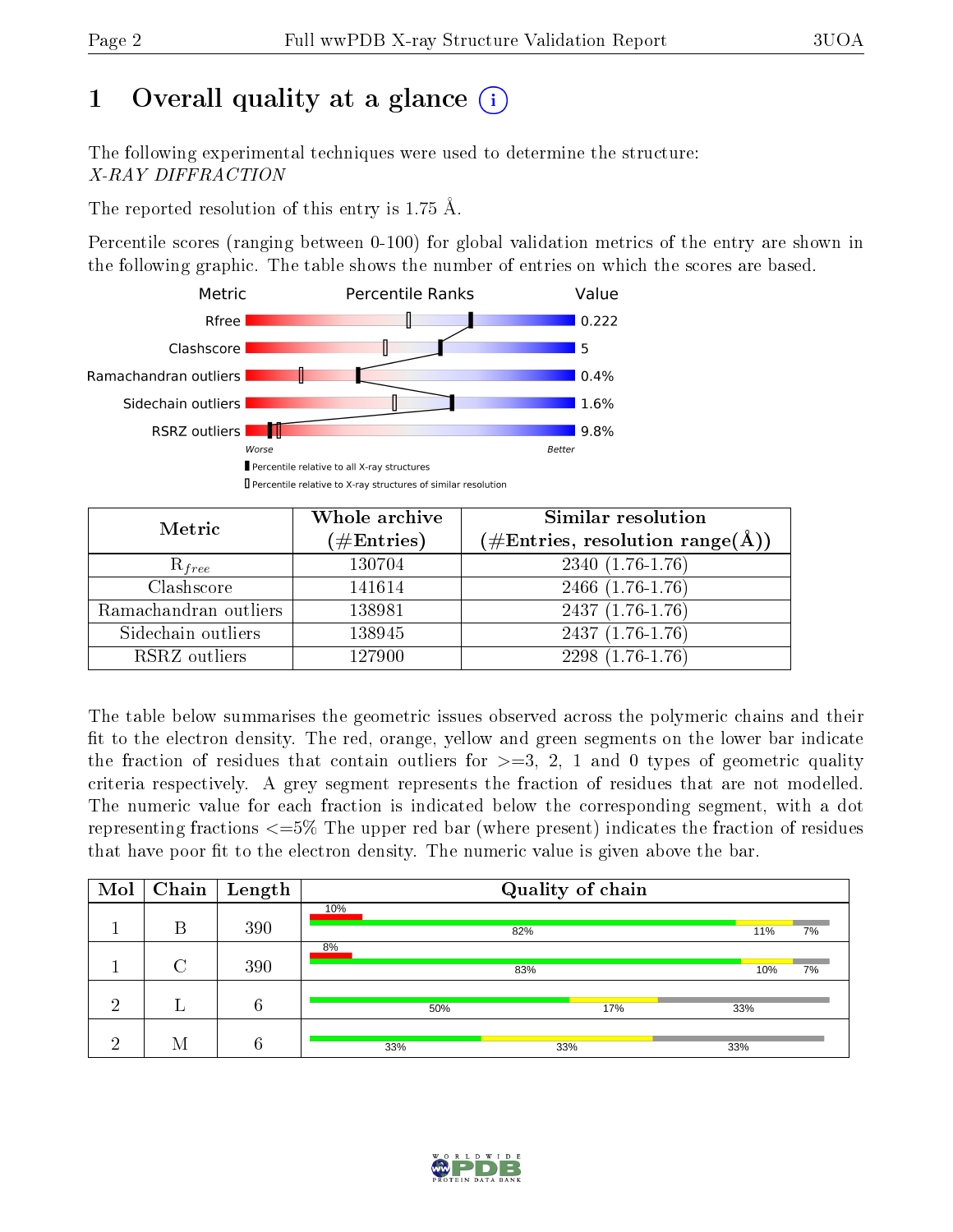# 1 Overall quality at a glance (i)

The following experimental techniques were used to determine the structure:
*X-RAY DIFFRACTION*

The reported resolution of this entry is 1.75 Å.

Percentile scores (ranging between 0-100) for global validation metrics of the entry are shown in the following graphic. The table shows the number of entries on which the scores are based.

| Metric | Value |
|---|---|
| Rfree | 0.222 |
| Clashscore | 5 |
| Ramachandran outliers | 0.4% |
| Sidechain outliers | 1.6% |
| RSRZ outliers | 9.8% |

| Metric | Whole archive (#Entries) | Similar resolution (#Entries, resolution range(Å)) |
|---|---|---|
| $R_{free}$ | 130704 | 2340 (1.76-1.76) |
| Clashscore | 141614 | 2466 (1.76-1.76) |
| Ramachandran outliers | 138981 | 2437 (1.76-1.76) |
| Sidechain outliers | 138945 | 2437 (1.76-1.76) |
| RSRZ outliers | 127900 | 2298 (1.76-1.76) |

The table below summarises the geometric issues observed across the polymeric chains and their fit to the electron density. The red, orange, yellow and green segments on the lower bar indicate the fraction of residues that contain outliers for >=3, 2, 1 and 0 types of geometric quality criteria respectively. A grey segment represents the fraction of residues that are not modelled. The numeric value for each fraction is indicated below the corresponding segment, with a dot representing fractions <=5% The upper red bar (where present) indicates the fraction of residues that have poor fit to the electron density. The numeric value is given above the bar.

| Mol | Chain | Length | Quality of chain |
|---|---|---|---|
| 1 | B | 390 | 10% / 82%, 11%, 7% |
| 1 | C | 390 | 8% / 83%, 10%, 7% |
| 2 | L | 6 | 50%, 17%, 33% |
| 2 | M | 6 | 33%, 33%, 33% |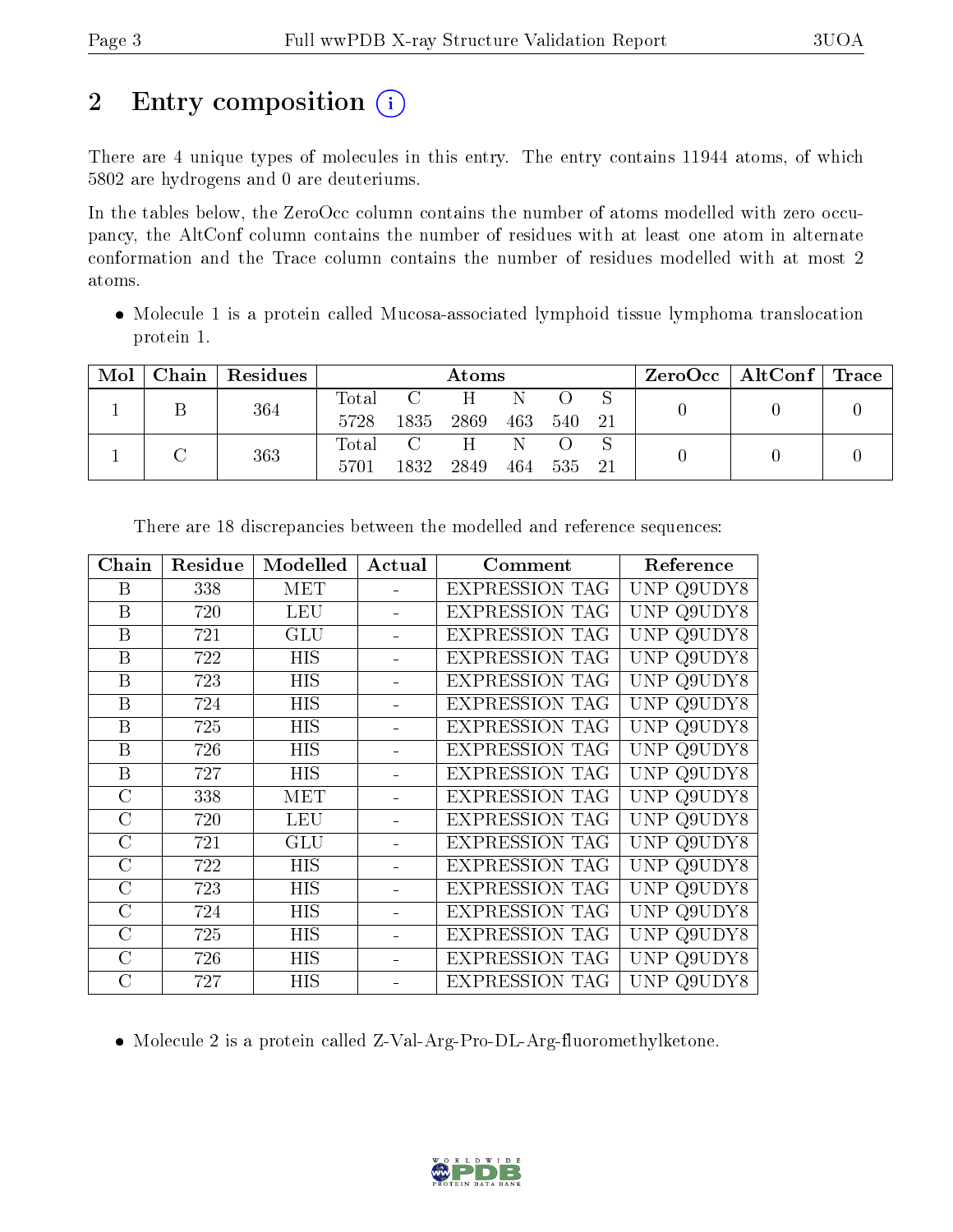## 2 Entry composition

There are 4 unique types of molecules in this entry. The entry contains 11944 atoms, of which 5802 are hydrogens and 0 are deuteriums.

In the tables below, the ZeroOcc column contains the number of atoms modelled with zero occupancy, the AltConf column contains the number of residues with at least one atom in alternate conformation and the Trace column contains the number of residues modelled with at most 2 atoms.

- Molecule 1 is a protein called Mucosa-associated lymphoid tissue lymphoma translocation protein 1.

| Mol | Chain | Residues | Atoms | | | | | | ZeroOcc | AltConf | Trace |
|---|---|---|---|---|---|---|---|---|---|---|---|
| | | | Total | C | H | N | O | S | | | |
| 1 | B | 364 | 5728 | 1835 | 2869 | 463 | 540 | 21 | 0 | 0 | 0 |
| 1 | C | 363 | 5701 | 1832 | 2849 | 464 | 535 | 21 | 0 | 0 | 0 |

There are 18 discrepancies between the modelled and reference sequences:

| Chain | Residue | Modelled | Actual | Comment | Reference |
|---|---|---|---|---|---|
| B | 338 | MET | - | EXPRESSION TAG | UNP Q9UDY8 |
| B | 720 | LEU | - | EXPRESSION TAG | UNP Q9UDY8 |
| B | 721 | GLU | - | EXPRESSION TAG | UNP Q9UDY8 |
| B | 722 | HIS | - | EXPRESSION TAG | UNP Q9UDY8 |
| B | 723 | HIS | - | EXPRESSION TAG | UNP Q9UDY8 |
| B | 724 | HIS | - | EXPRESSION TAG | UNP Q9UDY8 |
| B | 725 | HIS | - | EXPRESSION TAG | UNP Q9UDY8 |
| B | 726 | HIS | - | EXPRESSION TAG | UNP Q9UDY8 |
| B | 727 | HIS | - | EXPRESSION TAG | UNP Q9UDY8 |
| C | 338 | MET | - | EXPRESSION TAG | UNP Q9UDY8 |
| C | 720 | LEU | - | EXPRESSION TAG | UNP Q9UDY8 |
| C | 721 | GLU | - | EXPRESSION TAG | UNP Q9UDY8 |
| C | 722 | HIS | - | EXPRESSION TAG | UNP Q9UDY8 |
| C | 723 | HIS | - | EXPRESSION TAG | UNP Q9UDY8 |
| C | 724 | HIS | - | EXPRESSION TAG | UNP Q9UDY8 |
| C | 725 | HIS | - | EXPRESSION TAG | UNP Q9UDY8 |
| C | 726 | HIS | - | EXPRESSION TAG | UNP Q9UDY8 |
| C | 727 | HIS | - | EXPRESSION TAG | UNP Q9UDY8 |

- Molecule 2 is a protein called Z-Val-Arg-Pro-DL-Arg-fluoromethylketone.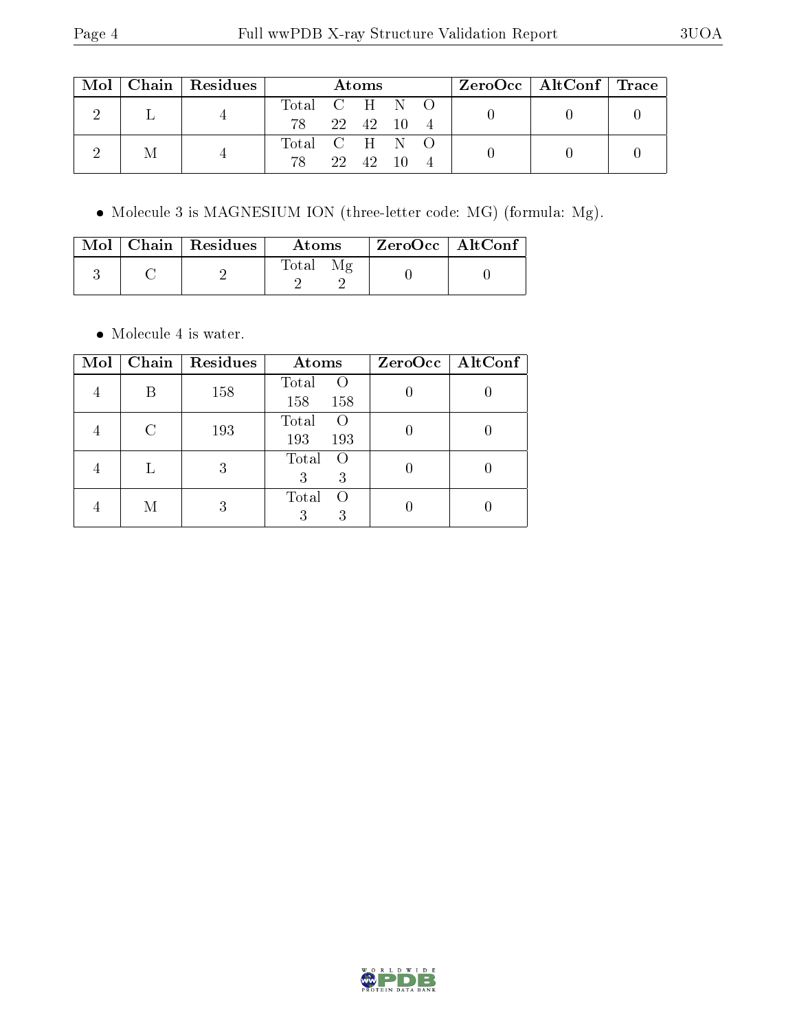| Mol | Chain | Residues | Atoms | | | | | ZeroOcc | AltConf | Trace |
|---|---|---|---|---|---|---|---|---|---|---|
| 2 | L | 4 | Total 78 | C 22 | H 42 | N 10 | O 4 | 0 | 0 | 0 |
| 2 | M | 4 | Total 78 | C 22 | H 42 | N 10 | O 4 | 0 | 0 | 0 |

- Molecule 3 is MAGNESIUM ION (three-letter code: MG) (formula: Mg).

| Mol | Chain | Residues | Atoms | | ZeroOcc | AltConf |
|---|---|---|---|---|---|---|
| 3 | C | 2 | Total 2 | Mg 2 | 0 | 0 |

- Molecule 4 is water.

| Mol | Chain | Residues | Atoms | | ZeroOcc | AltConf |
|---|---|---|---|---|---|---|
| 4 | B | 158 | Total 158 | O 158 | 0 | 0 |
| 4 | C | 193 | Total 193 | O 193 | 0 | 0 |
| 4 | L | 3 | Total 3 | O 3 | 0 | 0 |
| 4 | M | 3 | Total 3 | O 3 | 0 | 0 |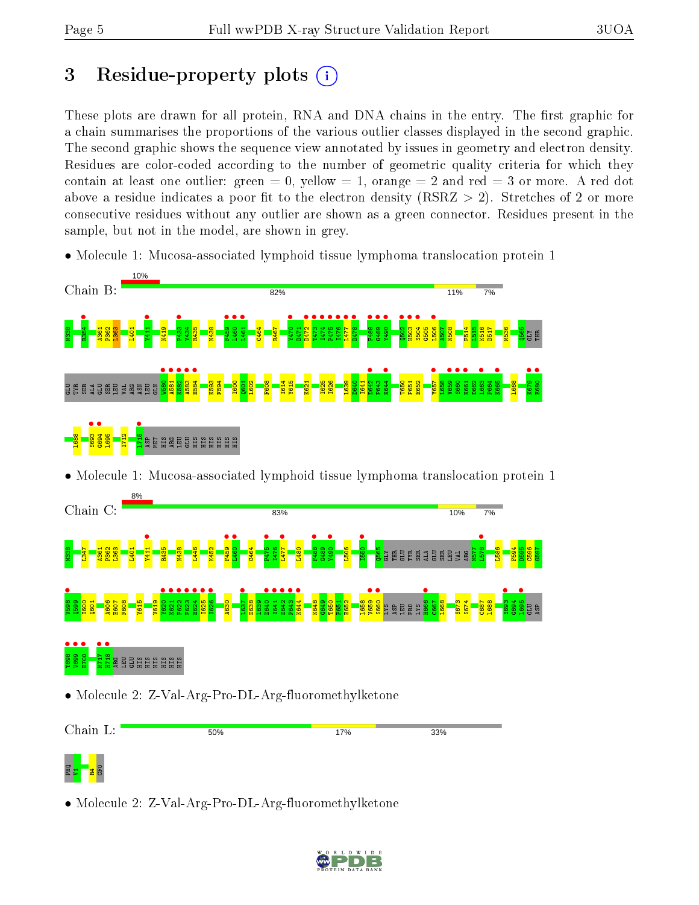# 3 Residue-property plots

These plots are drawn for all protein, RNA and DNA chains in the entry. The first graphic for a chain summarises the proportions of the various outlier classes displayed in the second graphic. The second graphic shows the sequence view annotated by issues in geometry and electron density. Residues are color-coded according to the number of geometric quality criteria for which they contain at least one outlier: green = 0, yellow = 1, orange = 2 and red = 3 or more. A red dot above a residue indicates a poor fit to the electron density (RSRZ > 2). Stretches of 2 or more consecutive residues without any outlier are shown as a green connector. Residues present in the sample, but not in the model, are shown in grey.

- Molecule 1: Mucosa-associated lymphoid tissue lymphoma translocation protein 1

Chain B: 10% | 82% | 11% | 7%

M338 R354 A361 P362 L363 L401 Y411 N419 P433 Y434 R435 N438 F459 L460 L461 C464 R467 Y470 D471 D472 T473 I474 P475 I476 L477 D478 F488 G489 Y490 Q502 H503 S504 G505 L506 A507 N508 F514 L515 K516 D517 M536 Q565 GLY THR GLU TYR SER ALA GLU SER LEU VAL ARG ASN LEU GLN W580 A581 N582 A583 H584 K593 F594 I600 Q601 L602 F608 I614 Y615 K621 I625 I626 L639 D640 I641 D642 P643 K644 T650 P651 E652 Y657 L658 V659 S660 K661 D662 L663 F664 K665 L668 K679 F680 L688 S693 G694 L695 I712 L715 ASP MET HIS ARG LEU GLU HIS HIS HIS HIS HIS HIS

- Molecule 1: Mucosa-associated lymphoid tissue lymphoma translocation protein 1

Chain C: 8% | 83% | 10% | 7%

M338 L347 A361 P362 L363 L401 Y411 R435 N438 L446 K452 F459 L460 C464 P475 I476 L477 L480 F488 G489 Y490 L506 I550 Q565 GLY THR GLU TYR SER ALA GLU SER LEU VAL ARG N577 L578 L586 F594 D595 C596 G597 W598 Q599 I600 Q601 A606 E607 F608 Y615 V619 Y620 K621 P622 P623 E624 I625 I626 A630 L637 D638 L639 D640 I641 D642 P643 K644 K648 G649 T650 P651 E652 L658 V659 S660 LYS ASP LEU PRO LYS H666 C667 L668 S673 S674 C687 L688 S693 G694 L695 GLU ASP T698 V699 E700 M717 H718 ARG LEU GLU HIS HIS HIS HIS HIS HIS

- Molecule 2: Z-Val-Arg-Pro-DL-Arg-fluoromethylketone

Chain L: 50% | 17% | 33%

PHQ V1 R4 0FO

- Molecule 2: Z-Val-Arg-Pro-DL-Arg-fluoromethylketone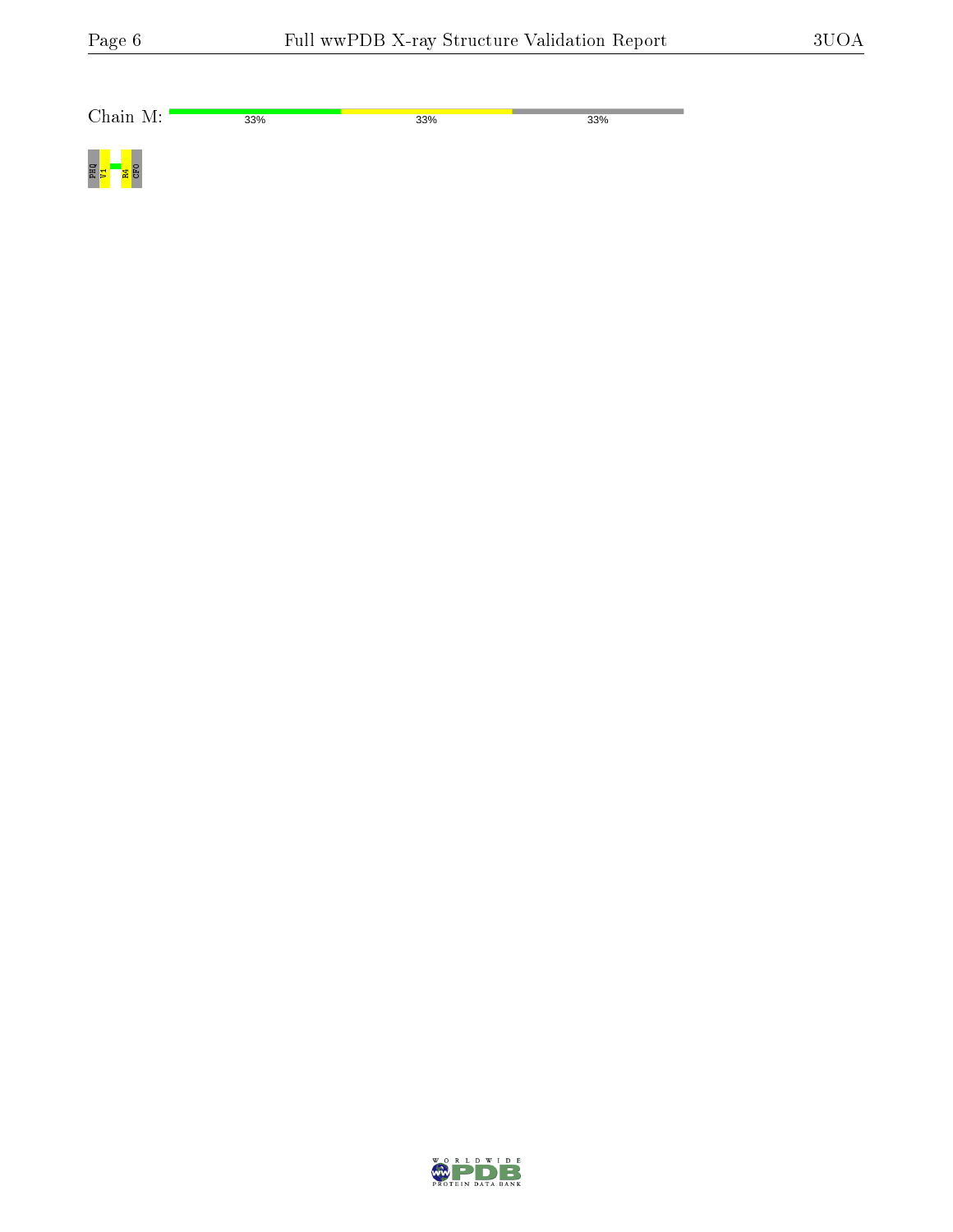Chain M: 33% 33% 33%

PHQ V1 R4 CF0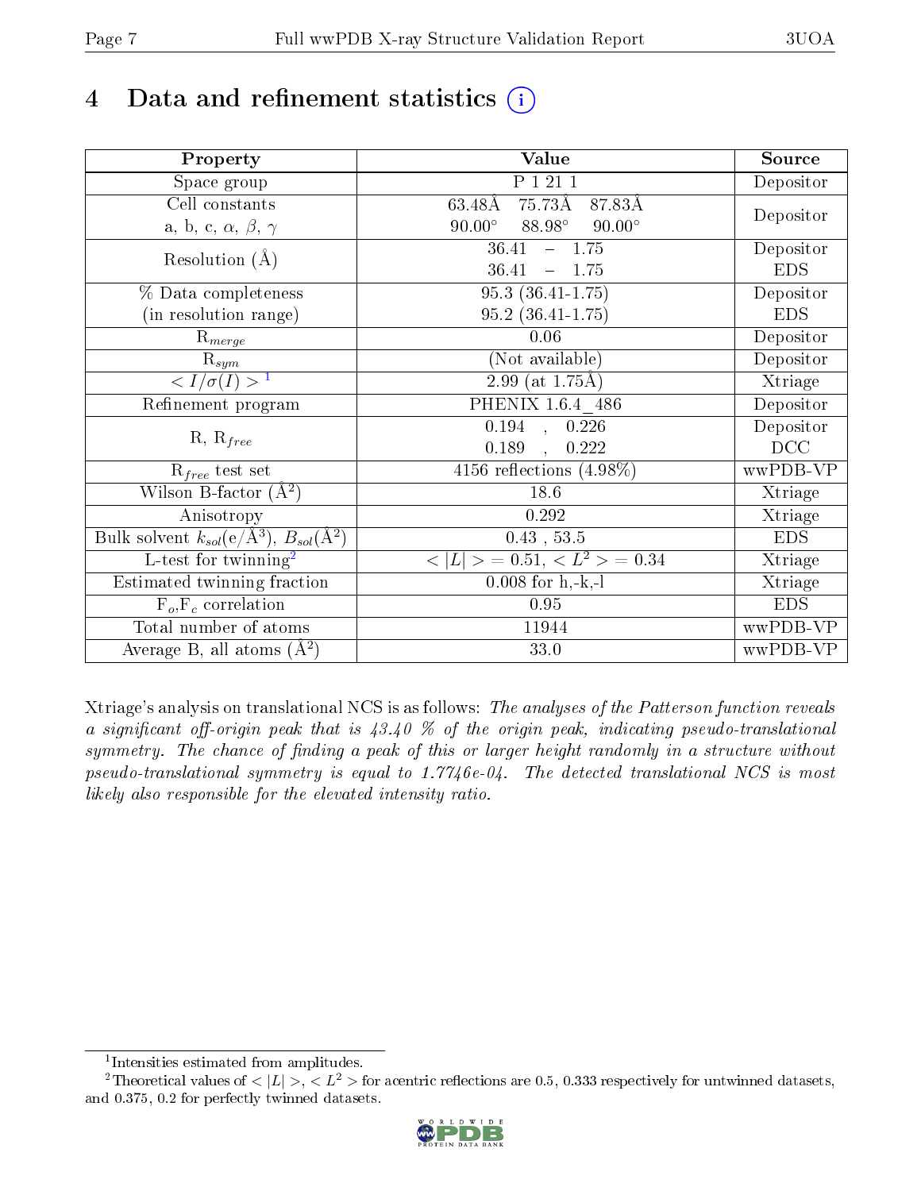# 4 Data and refinement statistics

| Property | Value | Source |
|---|---|---|
| Space group | P 1 21 1 | Depositor |
| Cell constants<br>a, b, c, $\alpha$, $\beta$, $\gamma$ | 63.48Å 75.73Å 87.83Å<br>90.00° 88.98° 90.00° | Depositor |
| Resolution (Å) | 36.41 – 1.75 | Depositor |
| | 36.41 – 1.75 | EDS |
| % Data completeness<br>(in resolution range) | 95.3 (36.41-1.75) | Depositor |
| | 95.2 (36.41-1.75) | EDS |
| $R_{merge}$ | 0.06 | Depositor |
| $R_{sym}$ | (Not available) | Depositor |
| $< I/\sigma(I) >$ [1] | 2.99 (at 1.75Å) | Xtriage |
| Refinement program | PHENIX 1.6.4_486 | Depositor |
| R, $R_{free}$ | 0.194 , 0.226 | Depositor |
| | 0.189 , 0.222 | DCC |
| $R_{free}$ test set | 4156 reflections (4.98%) | wwPDB-VP |
| Wilson B-factor (Å$^2$) | 18.6 | Xtriage |
| Anisotropy | 0.292 | Xtriage |
| Bulk solvent $k_{sol}$(e/Å$^3$), $B_{sol}$(Å$^2$) | 0.43 , 53.5 | EDS |
| L-test for twinning[2] | $< \|L\| > = 0.51$, $< L^2 > = 0.34$ | Xtriage |
| Estimated twinning fraction | 0.008 for h,-k,-l | Xtriage |
| $F_o$,$F_c$ correlation | 0.95 | EDS |
| Total number of atoms | 11944 | wwPDB-VP |
| Average B, all atoms (Å$^2$) | 33.0 | wwPDB-VP |

Xtriage's analysis on translational NCS is as follows: *The analyses of the Patterson function reveals a significant off-origin peak that is 43.40 % of the origin peak, indicating pseudo-translational symmetry. The chance of finding a peak of this or larger height randomly in a structure without pseudo-translational symmetry is equal to 1.7746e-04. The detected translational NCS is most likely also responsible for the elevated intensity ratio.*

[1] Intensities estimated from amplitudes.

[2] Theoretical values of $< |L| >$, $< L^2 >$ for acentric reflections are 0.5, 0.333 respectively for untwinned datasets, and 0.375, 0.2 for perfectly twinned datasets.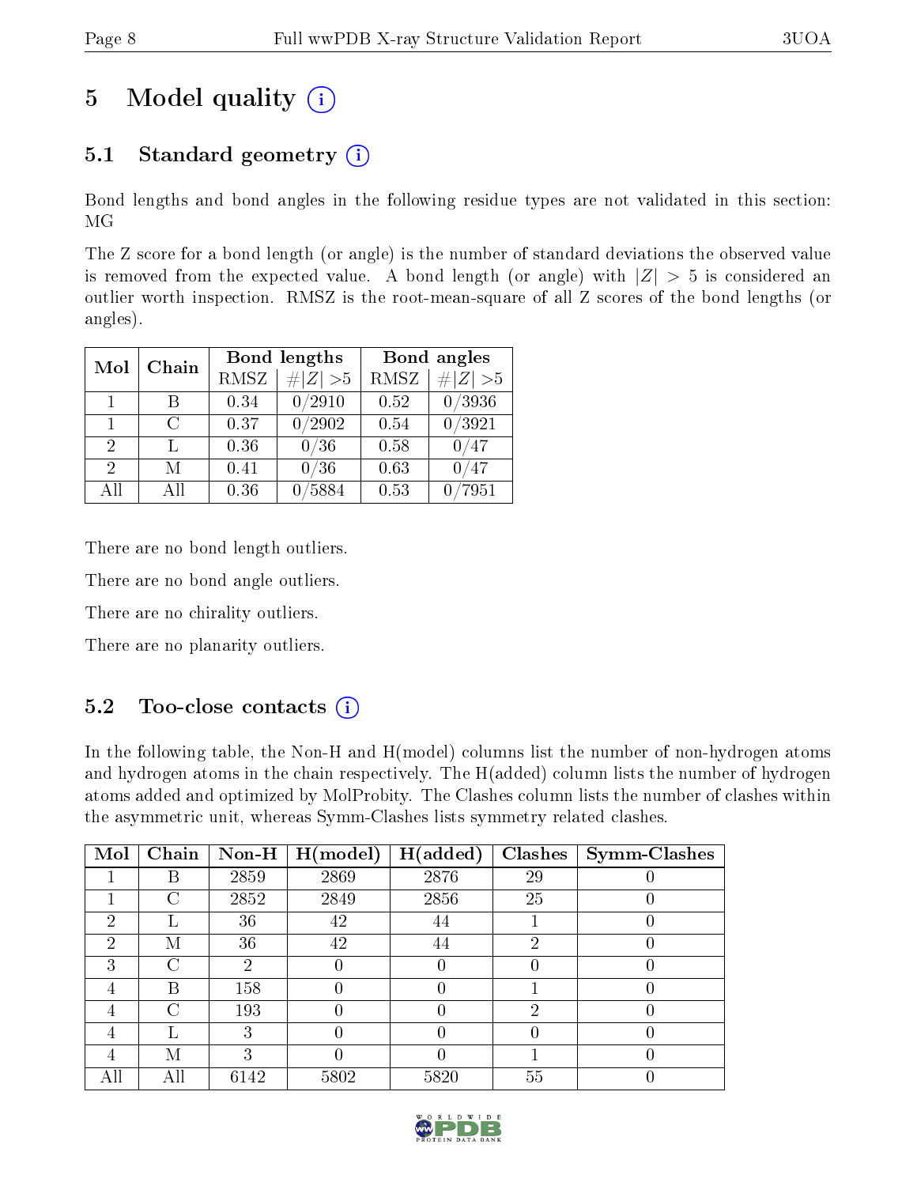# 5 Model quality

## 5.1 Standard geometry

Bond lengths and bond angles in the following residue types are not validated in this section: MG

The Z score for a bond length (or angle) is the number of standard deviations the observed value is removed from the expected value. A bond length (or angle) with $|Z| > 5$ is considered an outlier worth inspection. RMSZ is the root-mean-square of all Z scores of the bond lengths (or angles).

| Mol | Chain | Bond lengths | | Bond angles | |
|---|---|---|---|---|---|
| | | RMSZ | #$\|Z\|$ >5 | RMSZ | #$\|Z\|$ >5 |
| 1 | B | 0.34 | 0/2910 | 0.52 | 0/3936 |
| 1 | C | 0.37 | 0/2902 | 0.54 | 0/3921 |
| 2 | L | 0.36 | 0/36 | 0.58 | 0/47 |
| 2 | M | 0.41 | 0/36 | 0.63 | 0/47 |
| All | All | 0.36 | 0/5884 | 0.53 | 0/7951 |

There are no bond length outliers.

There are no bond angle outliers.

There are no chirality outliers.

There are no planarity outliers.

## 5.2 Too-close contacts

In the following table, the Non-H and H(model) columns list the number of non-hydrogen atoms and hydrogen atoms in the chain respectively. The H(added) column lists the number of hydrogen atoms added and optimized by MolProbity. The Clashes column lists the number of clashes within the asymmetric unit, whereas Symm-Clashes lists symmetry related clashes.

| Mol | Chain | Non-H | H(model) | H(added) | Clashes | Symm-Clashes |
|---|---|---|---|---|---|---|
| 1 | B | 2859 | 2869 | 2876 | 29 | 0 |
| 1 | C | 2852 | 2849 | 2856 | 25 | 0 |
| 2 | L | 36 | 42 | 44 | 1 | 0 |
| 2 | M | 36 | 42 | 44 | 2 | 0 |
| 3 | C | 2 | 0 | 0 | 0 | 0 |
| 4 | B | 158 | 0 | 0 | 1 | 0 |
| 4 | C | 193 | 0 | 0 | 2 | 0 |
| 4 | L | 3 | 0 | 0 | 0 | 0 |
| 4 | M | 3 | 0 | 0 | 1 | 0 |
| All | All | 6142 | 5802 | 5820 | 55 | 0 |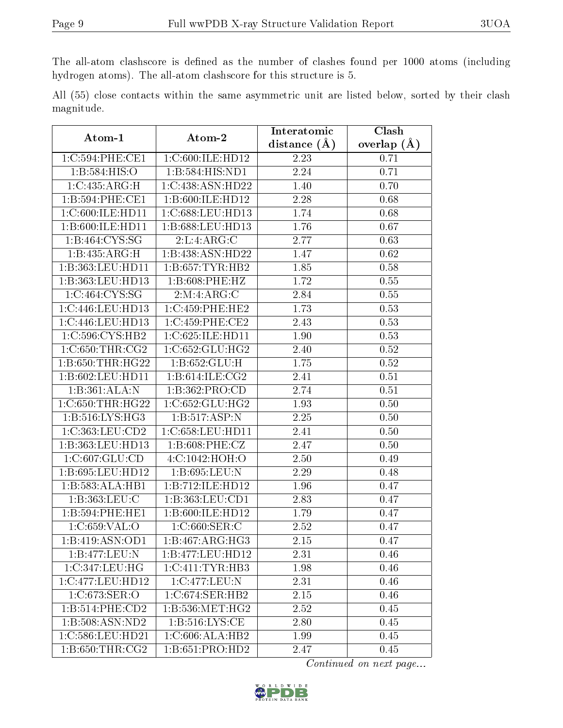The all-atom clashscore is defined as the number of clashes found per 1000 atoms (including hydrogen atoms). The all-atom clashscore for this structure is 5.

All (55) close contacts within the same asymmetric unit are listed below, sorted by their clash magnitude.

| Atom-1 | Atom-2 | Interatomic distance (Å) | Clash overlap (Å) |
|---|---|---|---|
| 1:C:594:PHE:CE1 | 1:C:600:ILE:HD12 | 2.23 | 0.71 |
| 1:B:584:HIS:O | 1:B:584:HIS:ND1 | 2.24 | 0.71 |
| 1:C:435:ARG:H | 1:C:438:ASN:HD22 | 1.40 | 0.70 |
| 1:B:594:PHE:CE1 | 1:B:600:ILE:HD12 | 2.28 | 0.68 |
| 1:C:600:ILE:HD11 | 1:C:688:LEU:HD13 | 1.74 | 0.68 |
| 1:B:600:ILE:HD11 | 1:B:688:LEU:HD13 | 1.76 | 0.67 |
| 1:B:464:CYS:SG | 2:L:4:ARG:C | 2.77 | 0.63 |
| 1:B:435:ARG:H | 1:B:438:ASN:HD22 | 1.47 | 0.62 |
| 1:B:363:LEU:HD11 | 1:B:657:TYR:HB2 | 1.85 | 0.58 |
| 1:B:363:LEU:HD13 | 1:B:608:PHE:HZ | 1.72 | 0.55 |
| 1:C:464:CYS:SG | 2:M:4:ARG:C | 2.84 | 0.55 |
| 1:C:446:LEU:HD13 | 1:C:459:PHE:HE2 | 1.73 | 0.53 |
| 1:C:446:LEU:HD13 | 1:C:459:PHE:CE2 | 2.43 | 0.53 |
| 1:C:596:CYS:HB2 | 1:C:625:ILE:HD11 | 1.90 | 0.53 |
| 1:C:650:THR:CG2 | 1:C:652:GLU:HG2 | 2.40 | 0.52 |
| 1:B:650:THR:HG22 | 1:B:652:GLU:H | 1.75 | 0.52 |
| 1:B:602:LEU:HD11 | 1:B:614:ILE:CG2 | 2.41 | 0.51 |
| 1:B:361:ALA:N | 1:B:362:PRO:CD | 2.74 | 0.51 |
| 1:C:650:THR:HG22 | 1:C:652:GLU:HG2 | 1.93 | 0.50 |
| 1:B:516:LYS:HG3 | 1:B:517:ASP:N | 2.25 | 0.50 |
| 1:C:363:LEU:CD2 | 1:C:658:LEU:HD11 | 2.41 | 0.50 |
| 1:B:363:LEU:HD13 | 1:B:608:PHE:CZ | 2.47 | 0.50 |
| 1:C:607:GLU:CD | 4:C:1042:HOH:O | 2.50 | 0.49 |
| 1:B:695:LEU:HD12 | 1:B:695:LEU:N | 2.29 | 0.48 |
| 1:B:583:ALA:HB1 | 1:B:712:ILE:HD12 | 1.96 | 0.47 |
| 1:B:363:LEU:C | 1:B:363:LEU:CD1 | 2.83 | 0.47 |
| 1:B:594:PHE:HE1 | 1:B:600:ILE:HD12 | 1.79 | 0.47 |
| 1:C:659:VAL:O | 1:C:660:SER:C | 2.52 | 0.47 |
| 1:B:419:ASN:OD1 | 1:B:467:ARG:HG3 | 2.15 | 0.47 |
| 1:B:477:LEU:N | 1:B:477:LEU:HD12 | 2.31 | 0.46 |
| 1:C:347:LEU:HG | 1:C:411:TYR:HB3 | 1.98 | 0.46 |
| 1:C:477:LEU:HD12 | 1:C:477:LEU:N | 2.31 | 0.46 |
| 1:C:673:SER:O | 1:C:674:SER:HB2 | 2.15 | 0.46 |
| 1:B:514:PHE:CD2 | 1:B:536:MET:HG2 | 2.52 | 0.45 |
| 1:B:508:ASN:ND2 | 1:B:516:LYS:CE | 2.80 | 0.45 |
| 1:C:586:LEU:HD21 | 1:C:606:ALA:HB2 | 1.99 | 0.45 |
| 1:B:650:THR:CG2 | 1:B:651:PRO:HD2 | 2.47 | 0.45 |

*Continued on next page...*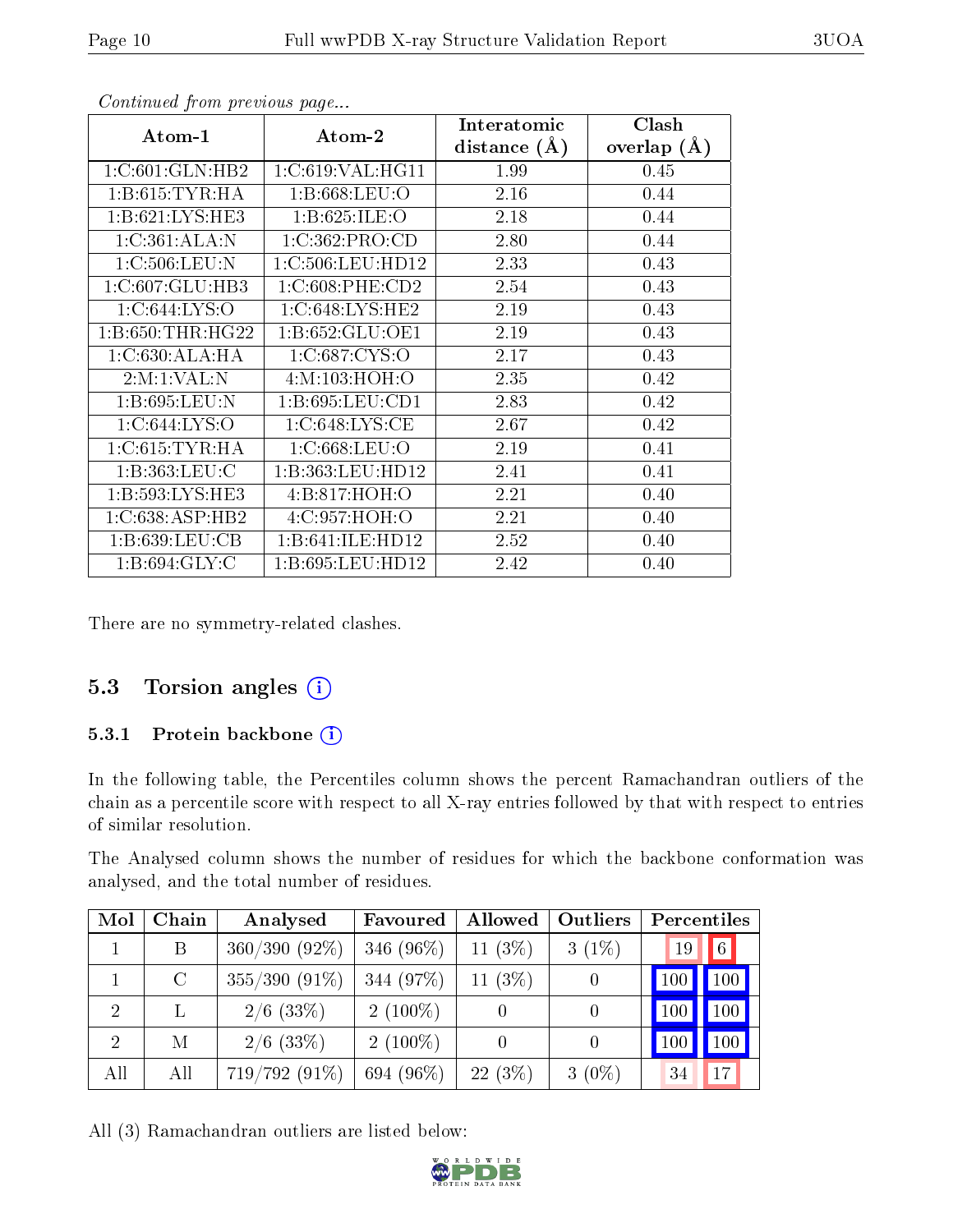*Continued from previous page...*

| Atom-1 | Atom-2 | Interatomic distance (Å) | Clash overlap (Å) |
|---|---|---|---|
| 1:C:601:GLN:HB2 | 1:C:619:VAL:HG11 | 1.99 | 0.45 |
| 1:B:615:TYR:HA | 1:B:668:LEU:O | 2.16 | 0.44 |
| 1:B:621:LYS:HE3 | 1:B:625:ILE:O | 2.18 | 0.44 |
| 1:C:361:ALA:N | 1:C:362:PRO:CD | 2.80 | 0.44 |
| 1:C:506:LEU:N | 1:C:506:LEU:HD12 | 2.33 | 0.43 |
| 1:C:607:GLU:HB3 | 1:C:608:PHE:CD2 | 2.54 | 0.43 |
| 1:C:644:LYS:O | 1:C:648:LYS:HE2 | 2.19 | 0.43 |
| 1:B:650:THR:HG22 | 1:B:652:GLU:OE1 | 2.19 | 0.43 |
| 1:C:630:ALA:HA | 1:C:687:CYS:O | 2.17 | 0.43 |
| 2:M:1:VAL:N | 4:M:103:HOH:O | 2.35 | 0.42 |
| 1:B:695:LEU:N | 1:B:695:LEU:CD1 | 2.83 | 0.42 |
| 1:C:644:LYS:O | 1:C:648:LYS:CE | 2.67 | 0.42 |
| 1:C:615:TYR:HA | 1:C:668:LEU:O | 2.19 | 0.41 |
| 1:B:363:LEU:C | 1:B:363:LEU:HD12 | 2.41 | 0.41 |
| 1:B:593:LYS:HE3 | 4:B:817:HOH:O | 2.21 | 0.40 |
| 1:C:638:ASP:HB2 | 4:C:957:HOH:O | 2.21 | 0.40 |
| 1:B:639:LEU:CB | 1:B:641:ILE:HD12 | 2.52 | 0.40 |
| 1:B:694:GLY:C | 1:B:695:LEU:HD12 | 2.42 | 0.40 |

There are no symmetry-related clashes.

## 5.3 Torsion angles

### 5.3.1 Protein backbone

In the following table, the Percentiles column shows the percent Ramachandran outliers of the chain as a percentile score with respect to all X-ray entries followed by that with respect to entries of similar resolution.

The Analysed column shows the number of residues for which the backbone conformation was analysed, and the total number of residues.

| Mol | Chain | Analysed | Favoured | Allowed | Outliers | Percentiles | |
|---|---|---|---|---|---|---|---|
| 1 | B | 360/390 (92%) | 346 (96%) | 11 (3%) | 3 (1%) | 19 | 6 |
| 1 | C | 355/390 (91%) | 344 (97%) | 11 (3%) | 0 | 100 | 100 |
| 2 | L | 2/6 (33%) | 2 (100%) | 0 | 0 | 100 | 100 |
| 2 | M | 2/6 (33%) | 2 (100%) | 0 | 0 | 100 | 100 |
| All | All | 719/792 (91%) | 694 (96%) | 22 (3%) | 3 (0%) | 34 | 17 |

All (3) Ramachandran outliers are listed below: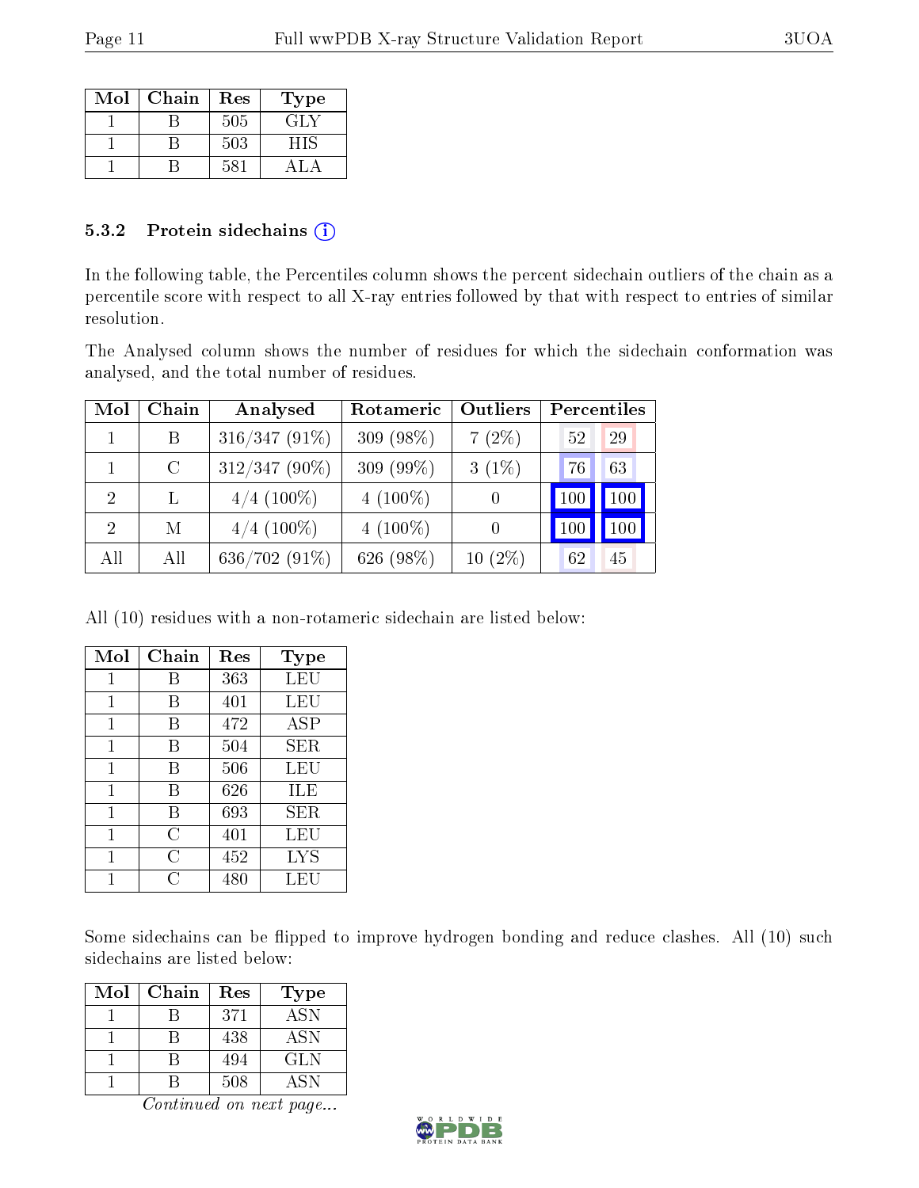| Mol | Chain | Res | Type |
|---|---|---|---|
| 1 | B | 505 | GLY |
| 1 | B | 503 | HIS |
| 1 | B | 581 | ALA |

### 5.3.2 Protein sidechains

In the following table, the Percentiles column shows the percent sidechain outliers of the chain as a percentile score with respect to all X-ray entries followed by that with respect to entries of similar resolution.

The Analysed column shows the number of residues for which the sidechain conformation was analysed, and the total number of residues.

| Mol | Chain | Analysed | Rotameric | Outliers | Percentiles | |
|---|---|---|---|---|---|---|
| 1 | B | 316/347 (91%) | 309 (98%) | 7 (2%) | 52 | 29 |
| 1 | C | 312/347 (90%) | 309 (99%) | 3 (1%) | 76 | 63 |
| 2 | L | 4/4 (100%) | 4 (100%) | 0 | 100 | 100 |
| 2 | M | 4/4 (100%) | 4 (100%) | 0 | 100 | 100 |
| All | All | 636/702 (91%) | 626 (98%) | 10 (2%) | 62 | 45 |

All (10) residues with a non-rotameric sidechain are listed below:

| Mol | Chain | Res | Type |
|---|---|---|---|
| 1 | B | 363 | LEU |
| 1 | B | 401 | LEU |
| 1 | B | 472 | ASP |
| 1 | B | 504 | SER |
| 1 | B | 506 | LEU |
| 1 | B | 626 | ILE |
| 1 | B | 693 | SER |
| 1 | C | 401 | LEU |
| 1 | C | 452 | LYS |
| 1 | C | 480 | LEU |

Some sidechains can be flipped to improve hydrogen bonding and reduce clashes. All (10) such sidechains are listed below:

| Mol | Chain | Res | Type |
|---|---|---|---|
| 1 | B | 371 | ASN |
| 1 | B | 438 | ASN |
| 1 | B | 494 | GLN |
| 1 | B | 508 | ASN |

*Continued on next page...*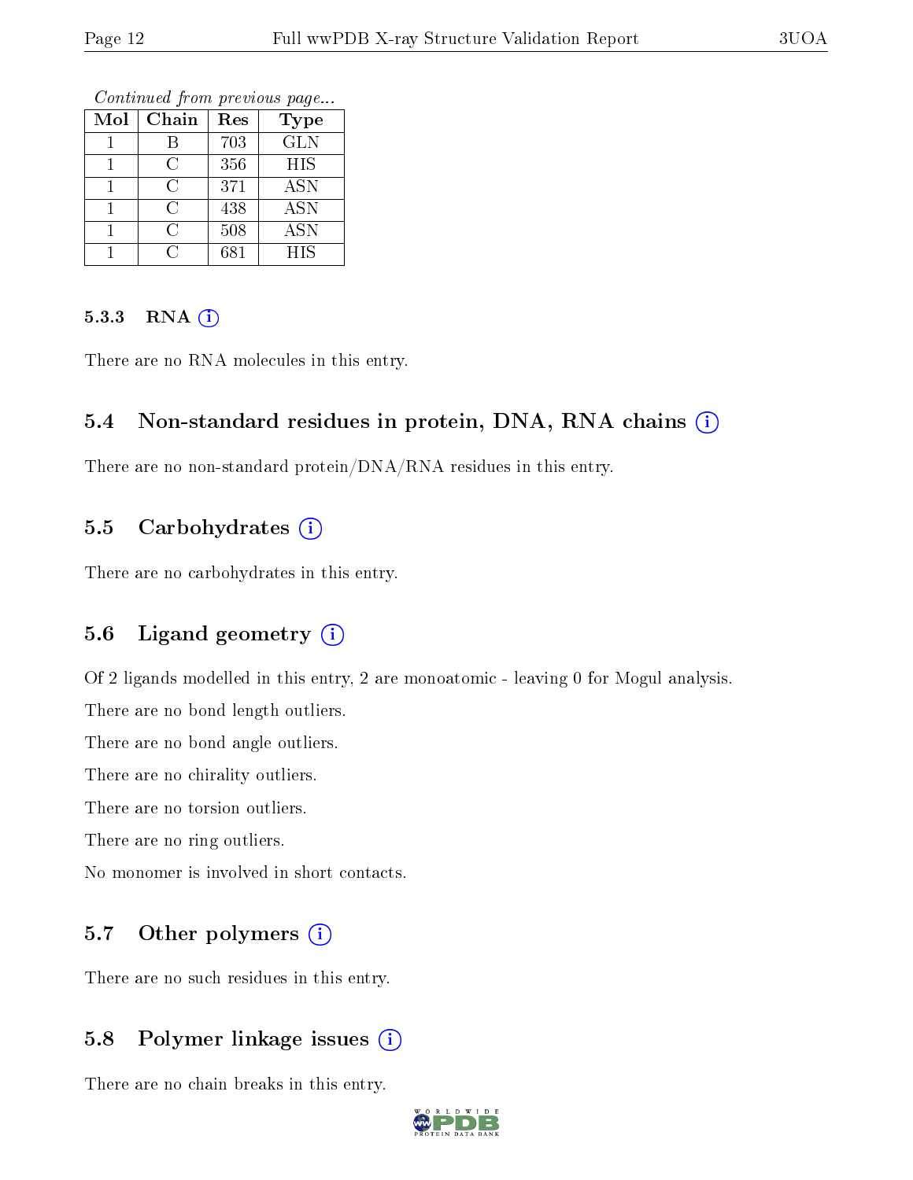*Continued from previous page...*

| Mol | Chain | Res | Type |
|---|---|---|---|
| 1 | B | 703 | GLN |
| 1 | C | 356 | HIS |
| 1 | C | 371 | ASN |
| 1 | C | 438 | ASN |
| 1 | C | 508 | ASN |
| 1 | C | 681 | HIS |

#### 5.3.3 RNA

There are no RNA molecules in this entry.

### 5.4 Non-standard residues in protein, DNA, RNA chains

There are no non-standard protein/DNA/RNA residues in this entry.

### 5.5 Carbohydrates

There are no carbohydrates in this entry.

### 5.6 Ligand geometry

Of 2 ligands modelled in this entry, 2 are monoatomic - leaving 0 for Mogul analysis.

There are no bond length outliers.

There are no bond angle outliers.

There are no chirality outliers.

There are no torsion outliers.

There are no ring outliers.

No monomer is involved in short contacts.

### 5.7 Other polymers

There are no such residues in this entry.

### 5.8 Polymer linkage issues

There are no chain breaks in this entry.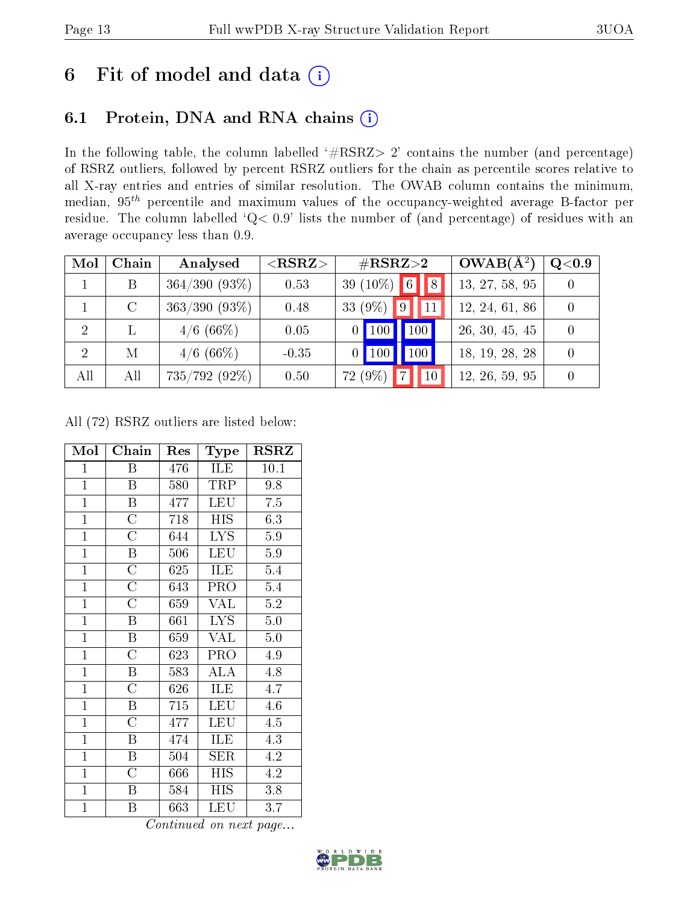# 6 Fit of model and data

## 6.1 Protein, DNA and RNA chains

In the following table, the column labelled '#RSRZ> 2' contains the number (and percentage) of RSRZ outliers, followed by percent RSRZ outliers for the chain as percentile scores relative to all X-ray entries and entries of similar resolution. The OWAB column contains the minimum, median, $95^{th}$ percentile and maximum values of the occupancy-weighted average B-factor per residue. The column labelled 'Q< 0.9' lists the number of (and percentage) of residues with an average occupancy less than 0.9.

| Mol | Chain | Analysed | <RSRZ> | #RSRZ>2 | OWAB(Å$^2$) | Q<0.9 |
|---|---|---|---|---|---|---|
| 1 | B | 364/390 (93%) | 0.53 | 39 (10%) 6 8 | 13, 27, 58, 95 | 0 |
| 1 | C | 363/390 (93%) | 0.48 | 33 (9%) 9 11 | 12, 24, 61, 86 | 0 |
| 2 | L | 4/6 (66%) | 0.05 | 0 100 100 | 26, 30, 45, 45 | 0 |
| 2 | M | 4/6 (66%) | -0.35 | 0 100 100 | 18, 19, 28, 28 | 0 |
| All | All | 735/792 (92%) | 0.50 | 72 (9%) 7 10 | 12, 26, 59, 95 | 0 |

All (72) RSRZ outliers are listed below:

| Mol | Chain | Res | Type | RSRZ |
|---|---|---|---|---|
| 1 | B | 476 | ILE | 10.1 |
| 1 | B | 580 | TRP | 9.8 |
| 1 | B | 477 | LEU | 7.5 |
| 1 | C | 718 | HIS | 6.3 |
| 1 | C | 644 | LYS | 5.9 |
| 1 | B | 506 | LEU | 5.9 |
| 1 | C | 625 | ILE | 5.4 |
| 1 | C | 643 | PRO | 5.4 |
| 1 | C | 659 | VAL | 5.2 |
| 1 | B | 661 | LYS | 5.0 |
| 1 | B | 659 | VAL | 5.0 |
| 1 | C | 623 | PRO | 4.9 |
| 1 | B | 583 | ALA | 4.8 |
| 1 | C | 626 | ILE | 4.7 |
| 1 | B | 715 | LEU | 4.6 |
| 1 | C | 477 | LEU | 4.5 |
| 1 | B | 474 | ILE | 4.3 |
| 1 | B | 504 | SER | 4.2 |
| 1 | C | 666 | HIS | 4.2 |
| 1 | B | 584 | HIS | 3.8 |
| 1 | B | 663 | LEU | 3.7 |

*Continued on next page...*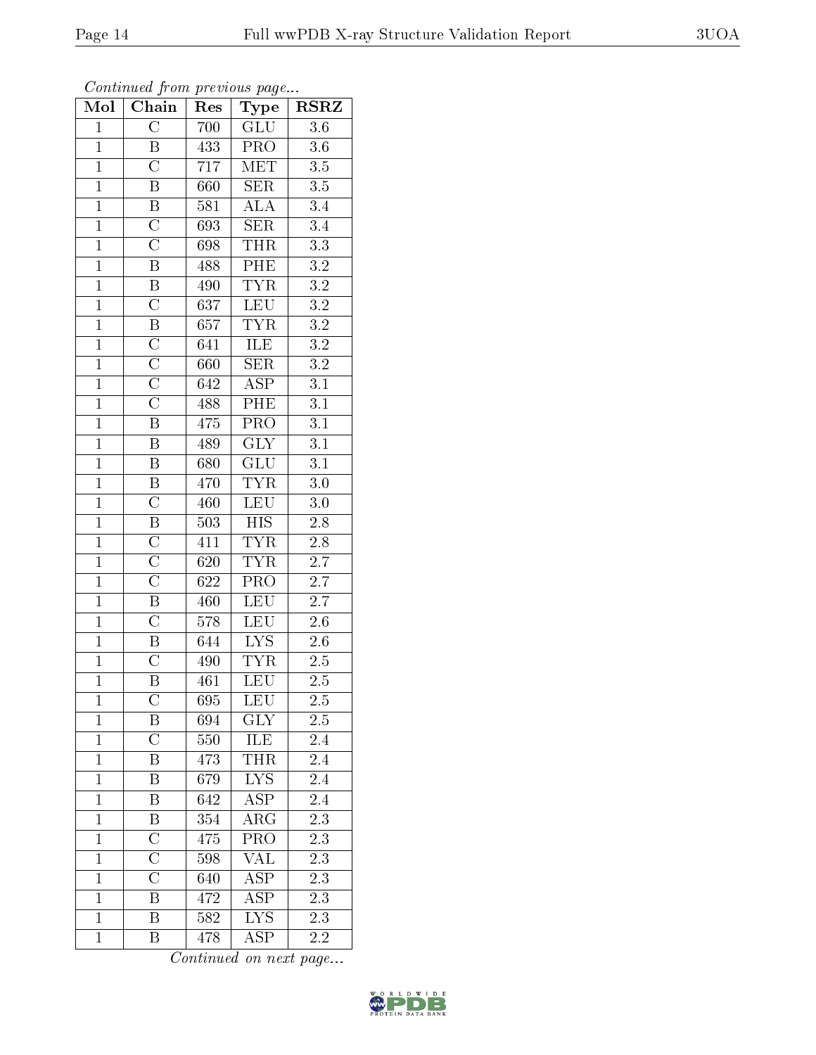*Continued from previous page...*

| Mol | Chain | Res | Type | RSRZ |
|---|---|---|---|---|
| 1 | C | 700 | GLU | 3.6 |
| 1 | B | 433 | PRO | 3.6 |
| 1 | C | 717 | MET | 3.5 |
| 1 | B | 660 | SER | 3.5 |
| 1 | B | 581 | ALA | 3.4 |
| 1 | C | 693 | SER | 3.4 |
| 1 | C | 698 | THR | 3.3 |
| 1 | B | 488 | PHE | 3.2 |
| 1 | B | 490 | TYR | 3.2 |
| 1 | C | 637 | LEU | 3.2 |
| 1 | B | 657 | TYR | 3.2 |
| 1 | C | 641 | ILE | 3.2 |
| 1 | C | 660 | SER | 3.2 |
| 1 | C | 642 | ASP | 3.1 |
| 1 | C | 488 | PHE | 3.1 |
| 1 | B | 475 | PRO | 3.1 |
| 1 | B | 489 | GLY | 3.1 |
| 1 | B | 680 | GLU | 3.1 |
| 1 | B | 470 | TYR | 3.0 |
| 1 | C | 460 | LEU | 3.0 |
| 1 | B | 503 | HIS | 2.8 |
| 1 | C | 411 | TYR | 2.8 |
| 1 | C | 620 | TYR | 2.7 |
| 1 | C | 622 | PRO | 2.7 |
| 1 | B | 460 | LEU | 2.7 |
| 1 | C | 578 | LEU | 2.6 |
| 1 | B | 644 | LYS | 2.6 |
| 1 | C | 490 | TYR | 2.5 |
| 1 | B | 461 | LEU | 2.5 |
| 1 | C | 695 | LEU | 2.5 |
| 1 | B | 694 | GLY | 2.5 |
| 1 | C | 550 | ILE | 2.4 |
| 1 | B | 473 | THR | 2.4 |
| 1 | B | 679 | LYS | 2.4 |
| 1 | B | 642 | ASP | 2.4 |
| 1 | B | 354 | ARG | 2.3 |
| 1 | C | 475 | PRO | 2.3 |
| 1 | C | 598 | VAL | 2.3 |
| 1 | C | 640 | ASP | 2.3 |
| 1 | B | 472 | ASP | 2.3 |
| 1 | B | 582 | LYS | 2.3 |
| 1 | B | 478 | ASP | 2.2 |

*Continued on next page...*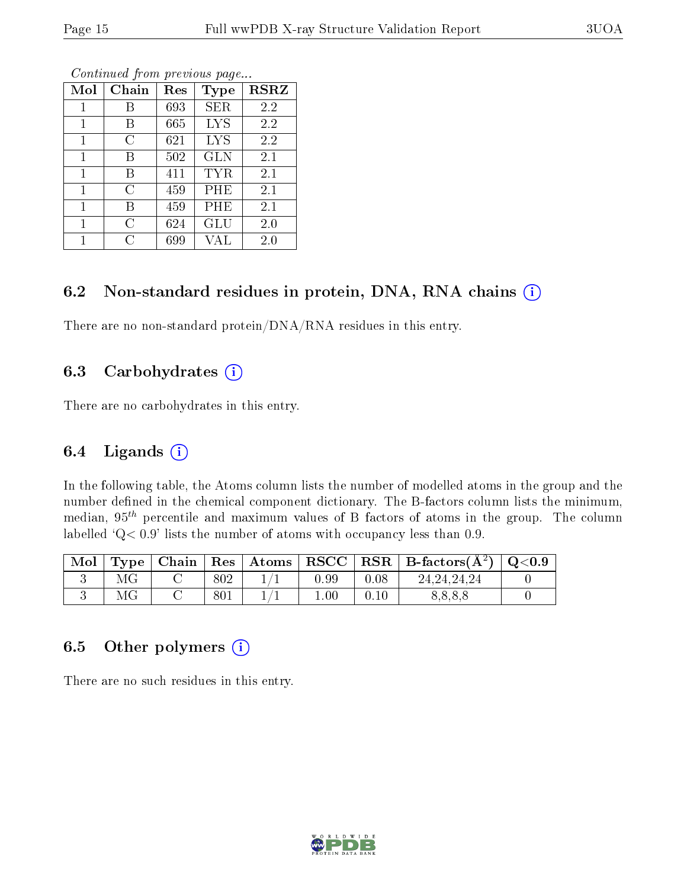*Continued from previous page...*

| Mol | Chain | Res | Type | RSRZ |
|---|---|---|---|---|
| 1 | B | 693 | SER | 2.2 |
| 1 | B | 665 | LYS | 2.2 |
| 1 | C | 621 | LYS | 2.2 |
| 1 | B | 502 | GLN | 2.1 |
| 1 | B | 411 | TYR | 2.1 |
| 1 | C | 459 | PHE | 2.1 |
| 1 | B | 459 | PHE | 2.1 |
| 1 | C | 624 | GLU | 2.0 |
| 1 | C | 699 | VAL | 2.0 |

### 6.2 Non-standard residues in protein, DNA, RNA chains (i)

There are no non-standard protein/DNA/RNA residues in this entry.

### 6.3 Carbohydrates (i)

There are no carbohydrates in this entry.

### 6.4 Ligands (i)

In the following table, the Atoms column lists the number of modelled atoms in the group and the number defined in the chemical component dictionary. The B-factors column lists the minimum, median, $95^{th}$ percentile and maximum values of B factors of atoms in the group. The column labelled 'Q< 0.9' lists the number of atoms with occupancy less than 0.9.

| Mol | Type | Chain | Res | Atoms | RSCC | RSR | B-factors($Å^2$) | Q<0.9 |
|---|---|---|---|---|---|---|---|---|
| 3 | MG | C | 802 | 1/1 | 0.99 | 0.08 | 24,24,24,24 | 0 |
| 3 | MG | C | 801 | 1/1 | 1.00 | 0.10 | 8,8,8,8 | 0 |

### 6.5 Other polymers (i)

There are no such residues in this entry.